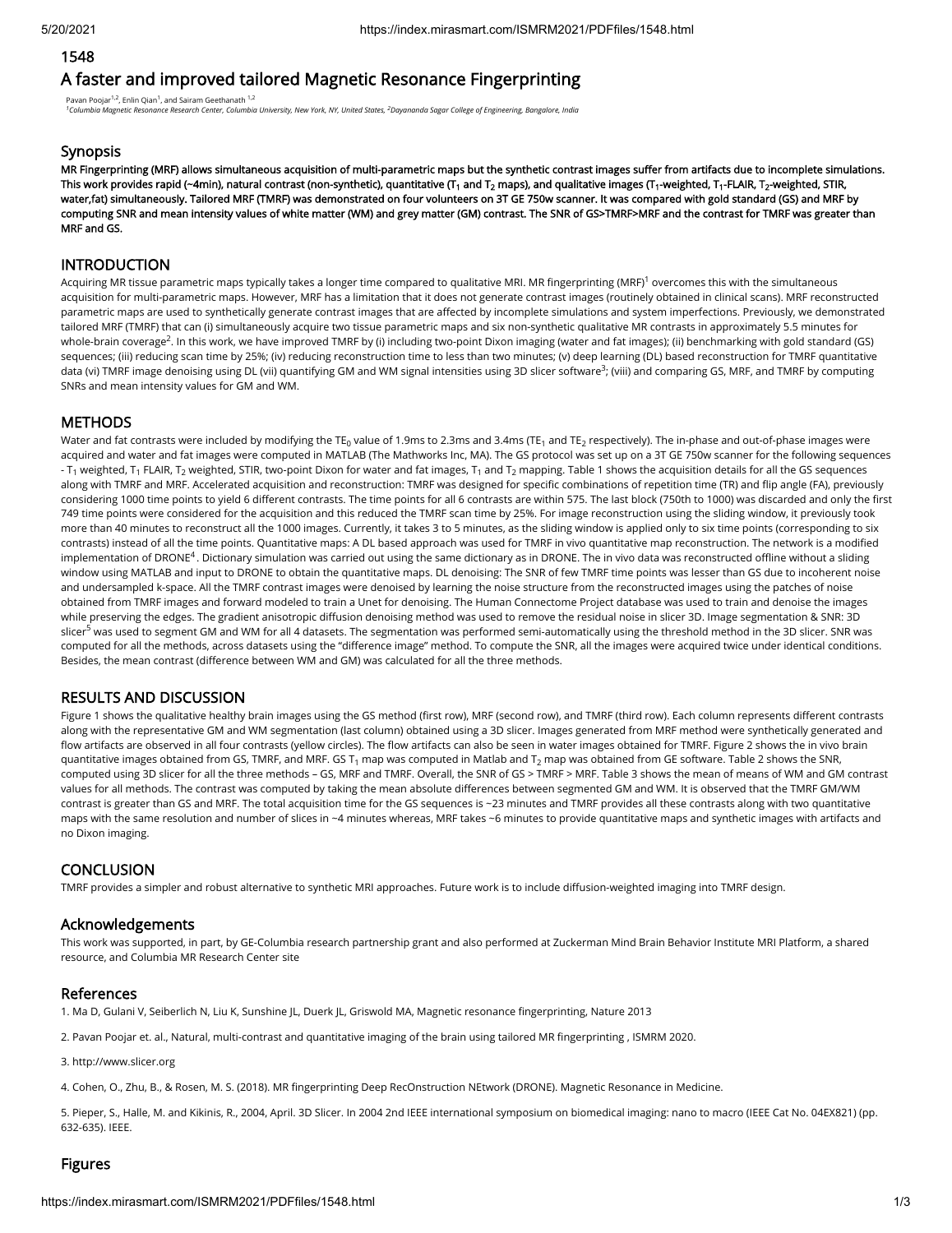1548

# A faster and improved tailored Magnetic Resonance Fingerprinting

Pavan Poojar[1,2], Enlin Qian[1], and Sairam Geethanath [1,2]

[1]Columbia Magnetic Resonance Research Center, Columbia University, New York, NY, United States, [2]Dayananda Sagar College of Engineering, Bangalore, India

## Synopsis

**MR Fingerprinting (MRF) allows simultaneous acquisition of multi-parametric maps but the synthetic contrast images suffer from artifacts due to incomplete simulations. This work provides rapid (~4min), natural contrast (non-synthetic), quantitative ($T_1$ and $T_2$ maps), and qualitative images ($T_1$-weighted, $T_1$-FLAIR, $T_2$-weighted, STIR, water,fat) simultaneously. Tailored MRF (TMRF) was demonstrated on four volunteers on 3T GE 750w scanner. It was compared with gold standard (GS) and MRF by computing SNR and mean intensity values of white matter (WM) and grey matter (GM) contrast. The SNR of GS>TMRF>MRF and the contrast for TMRF was greater than MRF and GS.**

## INTRODUCTION

Acquiring MR tissue parametric maps typically takes a longer time compared to qualitative MRI. MR fingerprinting (MRF)[1] overcomes this with the simultaneous acquisition for multi-parametric maps. However, MRF has a limitation that it does not generate contrast images (routinely obtained in clinical scans). MRF reconstructed parametric maps are used to synthetically generate contrast images that are affected by incomplete simulations and system imperfections. Previously, we demonstrated tailored MRF (TMRF) that can (i) simultaneously acquire two tissue parametric maps and six non-synthetic qualitative MR contrasts in approximately 5.5 minutes for whole-brain coverage[2]. In this work, we have improved TMRF by (i) including two-point Dixon imaging (water and fat images); (ii) benchmarking with gold standard (GS) sequences; (iii) reducing scan time by 25%; (iv) reducing reconstruction time to less than two minutes; (v) deep learning (DL) based reconstruction for TMRF quantitative data (vi) TMRF image denoising using DL (vii) quantifying GM and WM signal intensities using 3D slicer software[3]; (viii) and comparing GS, MRF, and TMRF by computing SNRs and mean intensity values for GM and WM.

## METHODS

Water and fat contrasts were included by modifying the $TE_0$ value of 1.9ms to 2.3ms and 3.4ms ($TE_1$ and $TE_2$ respectively). The in-phase and out-of-phase images were acquired and water and fat images were computed in MATLAB (The Mathworks Inc, MA). The GS protocol was set up on a 3T GE 750w scanner for the following sequences - $T_1$ weighted, $T_1$ FLAIR, $T_2$ weighted, STIR, two-point Dixon for water and fat images, $T_1$ and $T_2$ mapping. Table 1 shows the acquisition details for all the GS sequences along with TMRF and MRF. Accelerated acquisition and reconstruction: TMRF was designed for specific combinations of repetition time (TR) and flip angle (FA), previously considering 1000 time points to yield 6 different contrasts. The time points for all 6 contrasts are within 575. The last block (750th to 1000) was discarded and only the first 749 time points were considered for the acquisition and this reduced the TMRF scan time by 25%. For image reconstruction using the sliding window, it previously took more than 40 minutes to reconstruct all the 1000 images. Currently, it takes 3 to 5 minutes, as the sliding window is applied only to six time points (corresponding to six contrasts) instead of all the time points. Quantitative maps: A DL based approach was used for TMRF in vivo quantitative map reconstruction. The network is a modified implementation of DRONE[4]. Dictionary simulation was carried out using the same dictionary as in DRONE. The in vivo data was reconstructed offline without a sliding window using MATLAB and input to DRONE to obtain the quantitative maps. DL denoising: The SNR of few TMRF time points was lesser than GS due to incoherent noise and undersampled k-space. All the TMRF contrast images were denoised by learning the noise structure from the reconstructed images using the patches of noise obtained from TMRF images and forward modeled to train a Unet for denoising. The Human Connectome Project database was used to train and denoise the images while preserving the edges. The gradient anisotropic diffusion denoising method was used to remove the residual noise in slicer 3D. Image segmentation & SNR: 3D slicer[5] was used to segment GM and WM for all 4 datasets. The segmentation was performed semi-automatically using the threshold method in the 3D slicer. SNR was computed for all the methods, across datasets using the "difference image" method. To compute the SNR, all the images were acquired twice under identical conditions. Besides, the mean contrast (difference between WM and GM) was calculated for all the three methods.

## RESULTS AND DISCUSSION

Figure 1 shows the qualitative healthy brain images using the GS method (first row), MRF (second row), and TMRF (third row). Each column represents different contrasts along with the representative GM and WM segmentation (last column) obtained using a 3D slicer. Images generated from MRF method were synthetically generated and flow artifacts are observed in all four contrasts (yellow circles). The flow artifacts can also be seen in water images obtained for TMRF. Figure 2 shows the in vivo brain quantitative images obtained from GS, TMRF, and MRF. GS $T_1$ map was computed in Matlab and $T_2$ map was obtained from GE software. Table 2 shows the SNR, computed using 3D slicer for all the three methods – GS, MRF and TMRF. Overall, the SNR of GS > TMRF > MRF. Table 3 shows the mean of means of WM and GM contrast values for all methods. The contrast was computed by taking the mean absolute differences between segmented GM and WM. It is observed that the TMRF GM/WM contrast is greater than GS and MRF. The total acquisition time for the GS sequences is ~23 minutes and TMRF provides all these contrasts along with two quantitative maps with the same resolution and number of slices in ~4 minutes whereas, MRF takes ~6 minutes to provide quantitative maps and synthetic images with artifacts and no Dixon imaging.

## CONCLUSION

TMRF provides a simpler and robust alternative to synthetic MRI approaches. Future work is to include diffusion-weighted imaging into TMRF design.

## Acknowledgements

This work was supported, in part, by GE-Columbia research partnership grant and also performed at Zuckerman Mind Brain Behavior Institute MRI Platform, a shared resource, and Columbia MR Research Center site

## References

1. Ma D, Gulani V, Seiberlich N, Liu K, Sunshine JL, Duerk JL, Griswold MA, Magnetic resonance fingerprinting, Nature 2013

2. Pavan Poojar et. al., Natural, multi-contrast and quantitative imaging of the brain using tailored MR fingerprinting , ISMRM 2020.

3. http://www.slicer.org

4. Cohen, O., Zhu, B., & Rosen, M. S. (2018). MR fingerprinting Deep RecOnstruction NEtwork (DRONE). Magnetic Resonance in Medicine.

5. Pieper, S., Halle, M. and Kikinis, R., 2004, April. 3D Slicer. In 2004 2nd IEEE international symposium on biomedical imaging: nano to macro (IEEE Cat No. 04EX821) (pp. 632-635). IEEE.

## Figures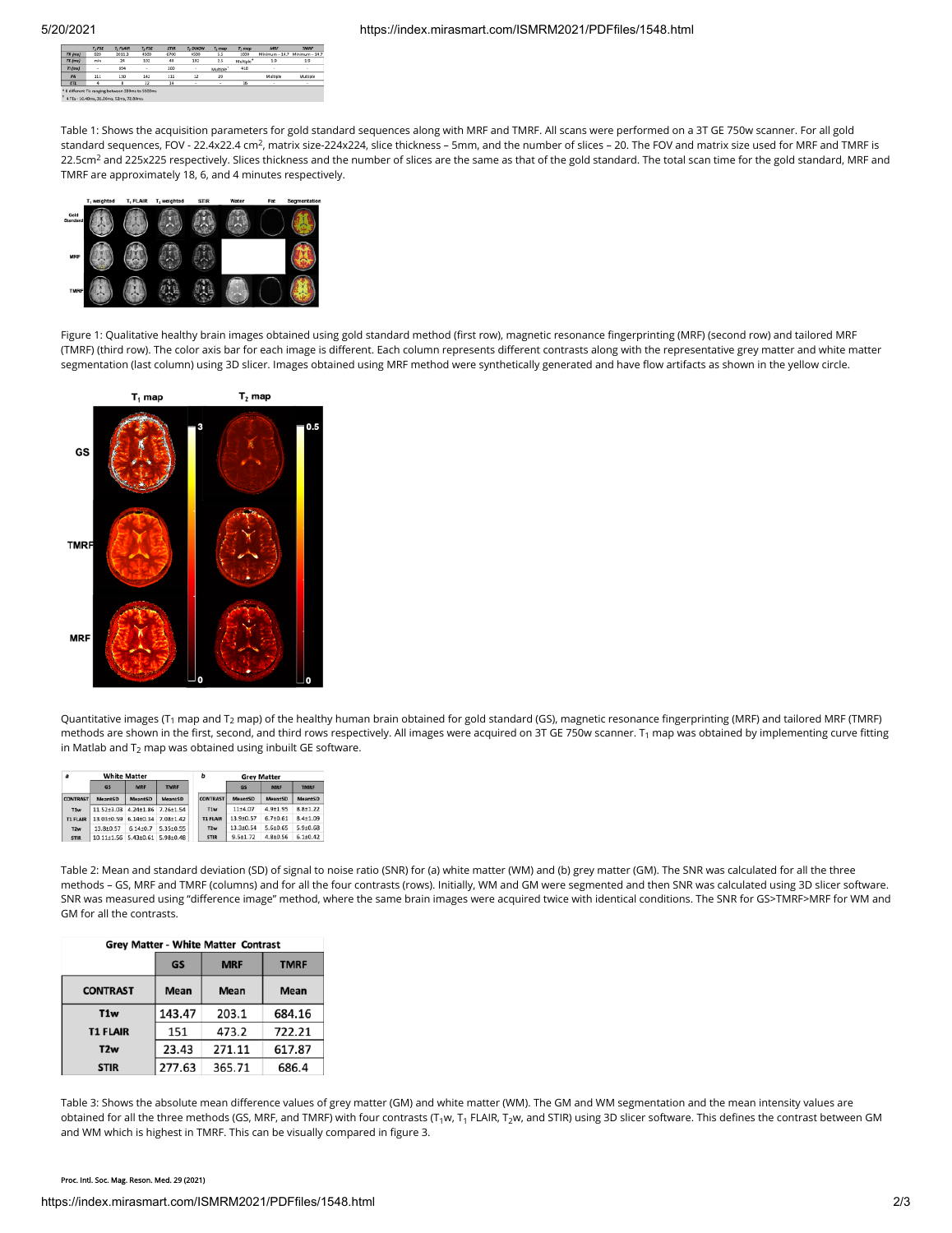| | $T_1$ FSE | $T_1$ FLAIR | $T_2$ FSE | STIR | $T_2$ DIXON | $T_1$ map | $T_2$ map | MRF | TMRF |
|---|---|---|---|---|---|---|---|---|---|
| TR (ms) | 520 | 2011.3 | 4500 | 6700 | 4500 | 1.5 | 1020 | Minimum - 14.7 | Minimum - 14.7 |
| TE (ms) | min | 24 | 101 | 48 | 102 | 3.5 | Multiple[†] | 5.9 | 5.9 |
| TI (ms) | - | 894 | - | 100 | - | Multiple[*] | 410 | | |
| FA | 111 | 130 | 142 | 111 | 12 | 20 | | Multiple | Multiple |
| ETL | 4 | 8 | 12 | 14 | - | - | 16 | - | - |

[*] 6 different TIs ranging between 100ms to 5500ms

[†] 4 TEs - 10.40ms, 31.26ms, 52ms, 72.80ms.

Table 1: Shows the acquisition parameters for gold standard sequences along with MRF and TMRF. All scans were performed on a 3T GE 750w scanner. For all gold standard sequences, FOV - 22.4x22.4 $cm^2$, matrix size-224x224, slice thickness – 5mm, and the number of slices – 20. The FOV and matrix size used for MRF and TMRF is 22.5$cm^2$ and 225x225 respectively. Slices thickness and the number of slices are the same as that of the gold standard. The total scan time for the gold standard, MRF and TMRF are approximately 18, 6, and 4 minutes respectively.

Figure 1: Qualitative healthy brain images obtained using gold standard method (first row), magnetic resonance fingerprinting (MRF) (second row) and tailored MRF (TMRF) (third row). The color axis bar for each image is different. Each column represents different contrasts along with the representative grey matter and white matter segmentation (last column) using 3D slicer. Images obtained using MRF method were synthetically generated and have flow artifacts as shown in the yellow circle.

Quantitative images ($T_1$ map and $T_2$ map) of the healthy human brain obtained for gold standard (GS), magnetic resonance fingerprinting (MRF) and tailored MRF (TMRF) methods are shown in the first, second, and third rows respectively. All images were acquired on 3T GE 750w scanner. $T_1$ map was obtained by implementing curve fitting in Matlab and $T_2$ map was obtained using inbuilt GE software.

(a) White Matter

| CONTRAST | GS Mean±SD | MRF Mean±SD | TMRF Mean±SD |
|---|---|---|---|
| T1w | 11.52±3.08 | 4.24±1.86 | 7.26±1.54 |
| T1 FLAIR | 13.03±0.59 | 6.14±0.34 | 7.08±1.42 |
| T2w | 13.8±0.57 | 6.14±0.7 | 5.35±0.55 |
| STIR | 10.11±1.56 | 5.43±0.61 | 5.98±0.48 |

(b) Grey Matter

| CONTRAST | GS Mean±SD | MRF Mean±SD | TMRF Mean±SD |
|---|---|---|---|
| T1w | 11±4.07 | 4.9±1.95 | 8.8±1.22 |
| T1 FLAIR | 13.9±0.57 | 6.7±0.61 | 8.4±1.09 |
| T2w | 13.2±0.54 | 5.6±0.65 | 5.9±0.68 |
| STIR | 9.5±1.72 | 4.8±0.56 | 6.1±0.42 |

Table 2: Mean and standard deviation (SD) of signal to noise ratio (SNR) for (a) white matter (WM) and (b) grey matter (GM). The SNR was calculated for all the three methods – GS, MRF and TMRF (columns) and for all the four contrasts (rows). Initially, WM and GM were segmented and then SNR was calculated using 3D slicer software. SNR was measured using "difference image" method, where the same brain images were acquired twice with identical conditions. The SNR for GS>TMRF>MRF for WM and GM for all the contrasts.

| Grey Matter - White Matter Contrast | | | |
|---|---|---|---|
| | GS | MRF | TMRF |
| CONTRAST | Mean | Mean | Mean |
| T1w | 143.47 | 203.1 | 684.16 |
| T1 FLAIR | 151 | 473.2 | 722.21 |
| T2w | 23.43 | 271.11 | 617.87 |
| STIR | 277.63 | 365.71 | 686.4 |

Table 3: Shows the absolute mean difference values of grey matter (GM) and white matter (WM). The GM and WM segmentation and the mean intensity values are obtained for all the three methods (GS, MRF, and TMRF) with four contrasts ($T_1$w, $T_1$ FLAIR, $T_2$w, and STIR) using 3D slicer software. This defines the contrast between GM and WM which is highest in TMRF. This can be visually compared in figure 3.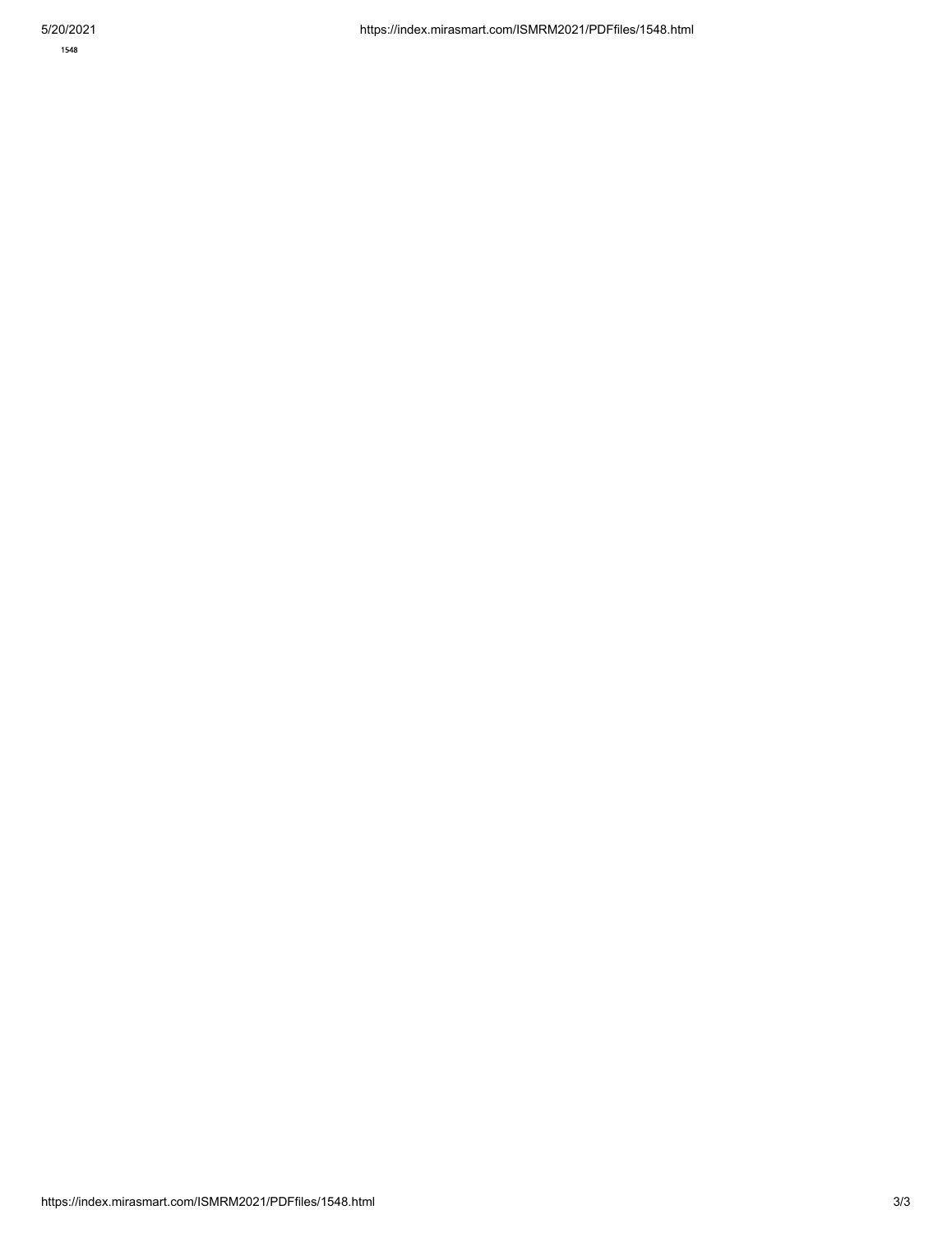1548